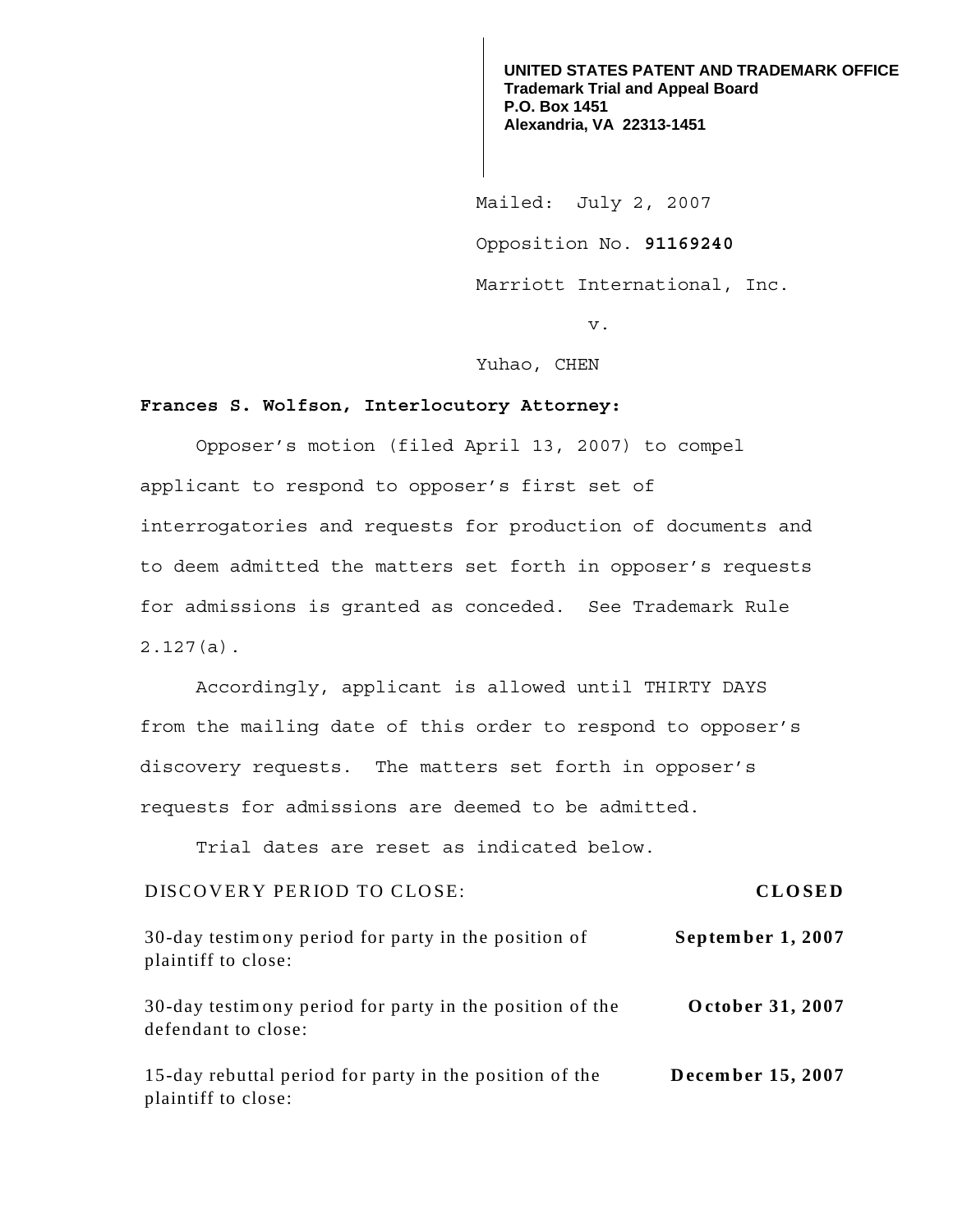**UNITED STATES PATENT AND TRADEMARK OFFICE**
**Trademark Trial and Appeal Board**
**P.O. Box 1451**
**Alexandria, VA 22313-1451**

Mailed: July 2, 2007

Opposition No. **91169240**

Marriott International, Inc.

v.

Yuhao, CHEN

**Frances S. Wolfson, Interlocutory Attorney:**

Opposer's motion (filed April 13, 2007) to compel applicant to respond to opposer's first set of interrogatories and requests for production of documents and to deem admitted the matters set forth in opposer's requests for admissions is granted as conceded. See Trademark Rule 2.127(a).

Accordingly, applicant is allowed until THIRTY DAYS from the mailing date of this order to respond to opposer's discovery requests. The matters set forth in opposer's requests for admissions are deemed to be admitted.

Trial dates are reset as indicated below.

| | |
|---|---|
| DISCOVERY PERIOD TO CLOSE: | **CLOSED** |
| 30-day testimony period for party in the position of plaintiff to close: | **September 1, 2007** |
| 30-day testimony period for party in the position of the defendant to close: | **October 31, 2007** |
| 15-day rebuttal period for party in the position of the plaintiff to close: | **December 15, 2007** |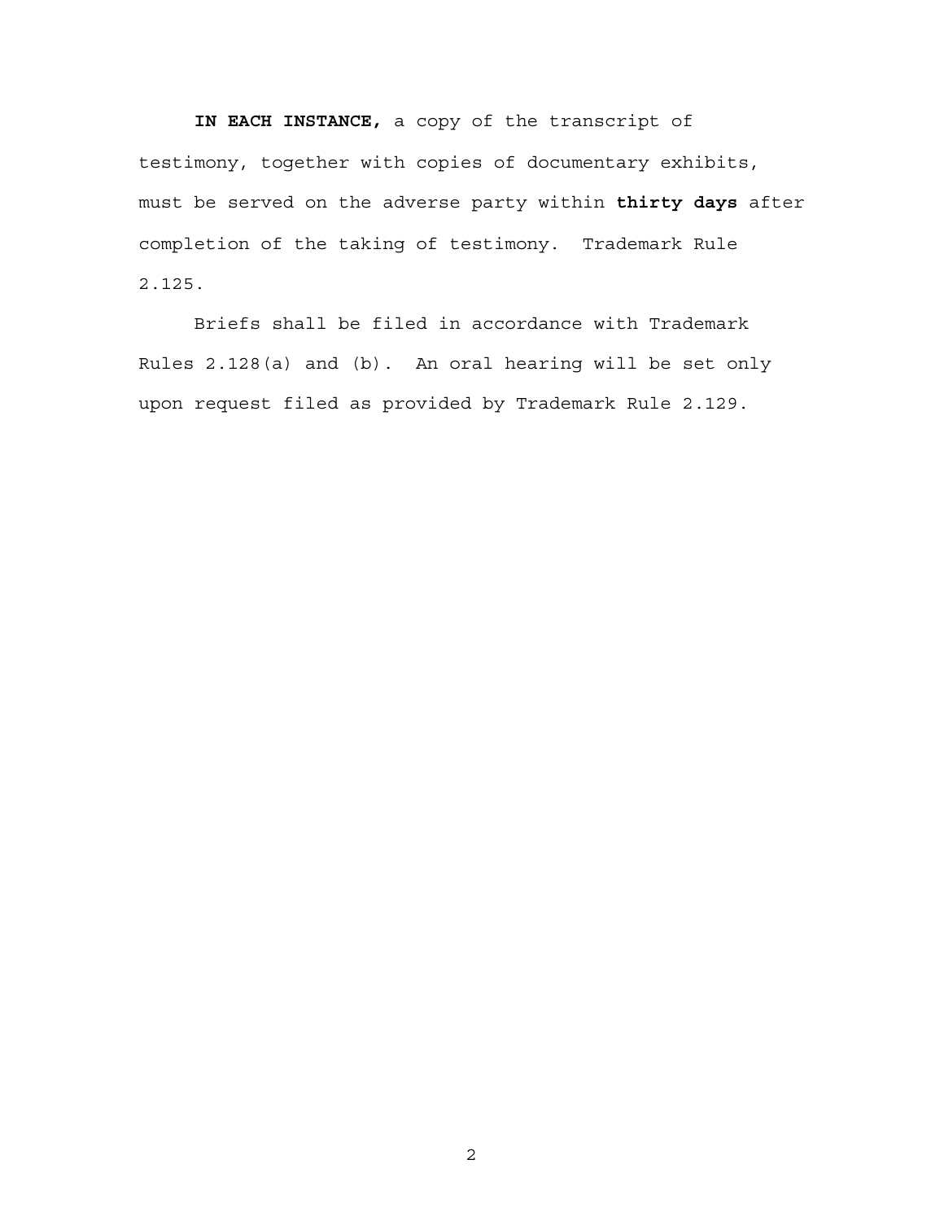**IN EACH INSTANCE,** a copy of the transcript of testimony, together with copies of documentary exhibits, must be served on the adverse party within **thirty days** after completion of the taking of testimony. Trademark Rule 2.125.

Briefs shall be filed in accordance with Trademark Rules 2.128(a) and (b). An oral hearing will be set only upon request filed as provided by Trademark Rule 2.129.